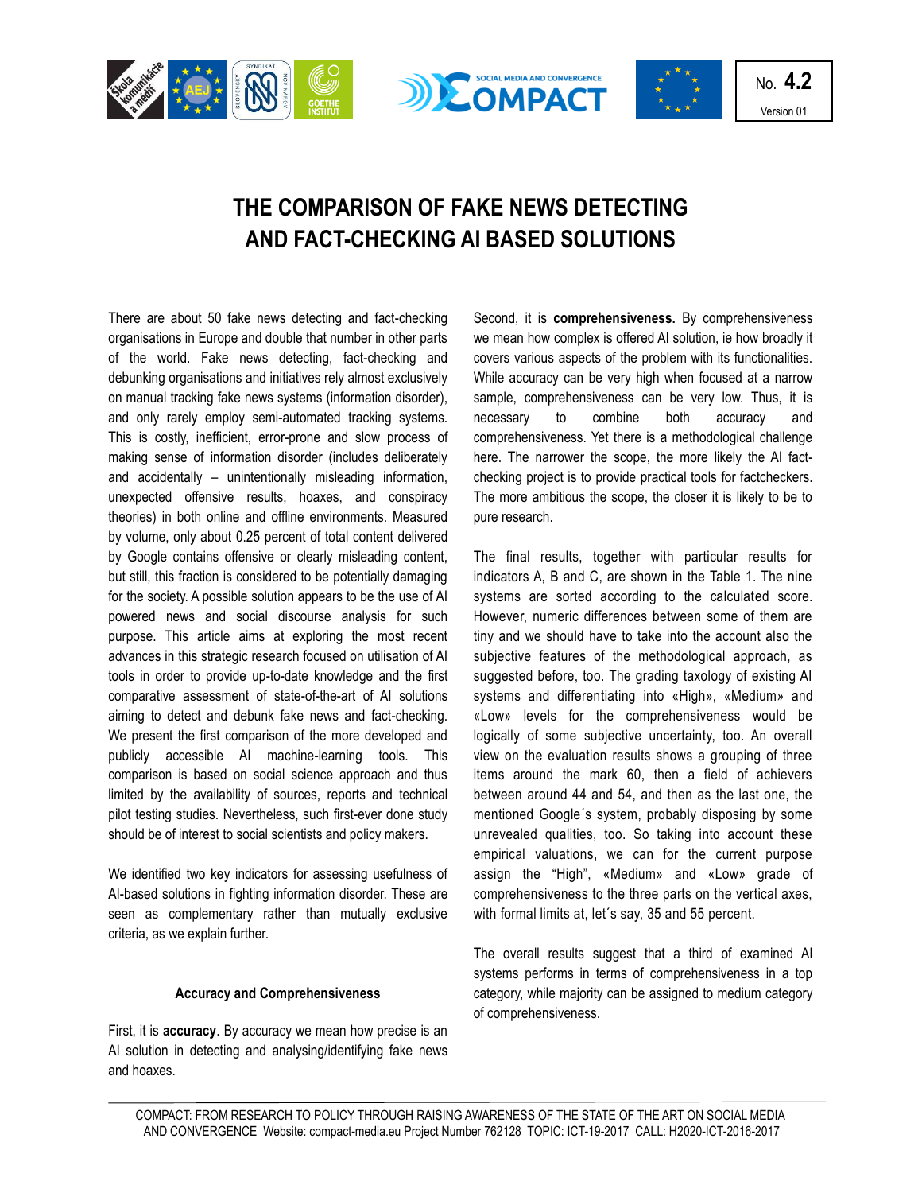# THE COMPARISON OF FAKE NEWS DETECTING AND FACT-CHECKING AI BASED SOLUTIONS

There are about 50 fake news detecting and fact-checking organisations in Europe and double that number in other parts of the world. Fake news detecting, fact-checking and debunking organisations and initiatives rely almost exclusively on manual tracking fake news systems (information disorder), and only rarely employ semi-automated tracking systems. This is costly, inefficient, error-prone and slow process of making sense of information disorder (includes deliberately and accidentally – unintentionally misleading information, unexpected offensive results, hoaxes, and conspiracy theories) in both online and offline environments. Measured by volume, only about 0.25 percent of total content delivered by Google contains offensive or clearly misleading content, but still, this fraction is considered to be potentially damaging for the society. A possible solution appears to be the use of AI powered news and social discourse analysis for such purpose. This article aims at exploring the most recent advances in this strategic research focused on utilisation of AI tools in order to provide up-to-date knowledge and the first comparative assessment of state-of-the-art of AI solutions aiming to detect and debunk fake news and fact-checking. We present the first comparison of the more developed and publicly accessible AI machine-learning tools. This comparison is based on social science approach and thus limited by the availability of sources, reports and technical pilot testing studies. Nevertheless, such first-ever done study should be of interest to social scientists and policy makers.

We identified two key indicators for assessing usefulness of AI-based solutions in fighting information disorder. These are seen as complementary rather than mutually exclusive criteria, as we explain further.

### Accuracy and Comprehensiveness

First, it is **accuracy**. By accuracy we mean how precise is an AI solution in detecting and analysing/identifying fake news and hoaxes.

Second, it is **comprehensiveness.** By comprehensiveness we mean how complex is offered AI solution, ie how broadly it covers various aspects of the problem with its functionalities. While accuracy can be very high when focused at a narrow sample, comprehensiveness can be very low. Thus, it is necessary to combine both accuracy and comprehensiveness. Yet there is a methodological challenge here. The narrower the scope, the more likely the AI fact-checking project is to provide practical tools for factcheckers. The more ambitious the scope, the closer it is likely to be to pure research.

The final results, together with particular results for indicators A, B and C, are shown in the Table 1. The nine systems are sorted according to the calculated score. However, numeric differences between some of them are tiny and we should have to take into the account also the subjective features of the methodological approach, as suggested before, too. The grading taxology of existing AI systems and differentiating into «High», «Medium» and «Low» levels for the comprehensiveness would be logically of some subjective uncertainty, too. An overall view on the evaluation results shows a grouping of three items around the mark 60, then a field of achievers between around 44 and 54, and then as the last one, the mentioned Google´s system, probably disposing by some unrevealed qualities, too. So taking into account these empirical valuations, we can for the current purpose assign the "High", «Medium» and «Low» grade of comprehensiveness to the three parts on the vertical axes, with formal limits at, let´s say, 35 and 55 percent.

The overall results suggest that a third of examined AI systems performs in terms of comprehensiveness in a top category, while majority can be assigned to medium category of comprehensiveness.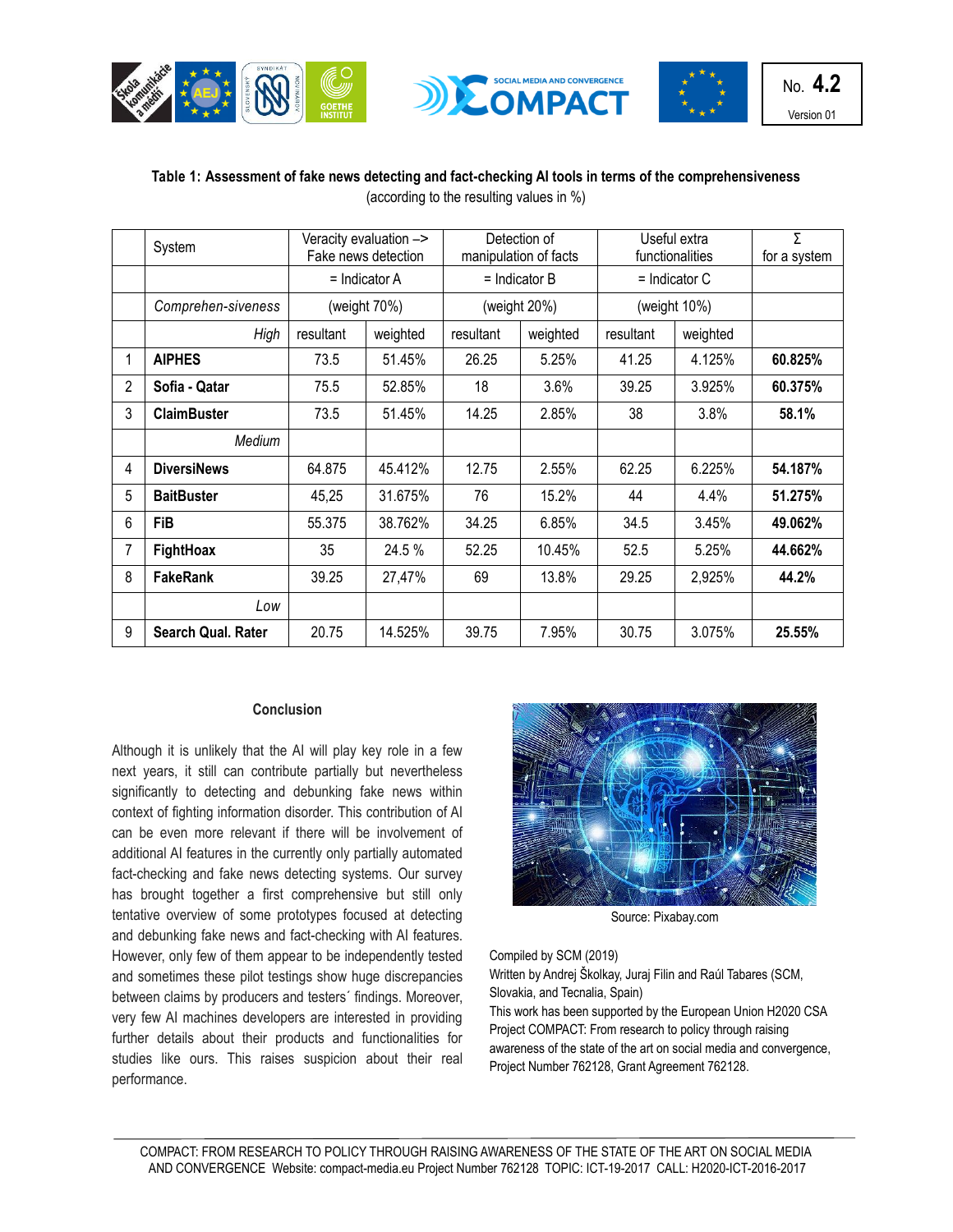**Table 1: Assessment of fake news detecting and fact-checking AI tools in terms of the comprehensiveness**
(according to the resulting values in %)

| | System | Veracity evaluation –> Fake news detection | | Detection of manipulation of facts | | Useful extra functionalities | | Σ for a system |
|---|---|---|---|---|---|---|---|---|
| | | = Indicator A | | = Indicator B | | = Indicator C | | |
| | *Comprehen-siveness* | (weight 70%) | | (weight 20%) | | (weight 10%) | | |
| | *High* | resultant | weighted | resultant | weighted | resultant | weighted | |
| 1 | **AIPHES** | 73.5 | 51.45% | 26.25 | 5.25% | 41.25 | 4.125% | **60.825%** |
| 2 | **Sofia - Qatar** | 75.5 | 52.85% | 18 | 3.6% | 39.25 | 3.925% | **60.375%** |
| 3 | **ClaimBuster** | 73.5 | 51.45% | 14.25 | 2.85% | 38 | 3.8% | **58.1%** |
| | *Medium* | | | | | | | |
| 4 | **DiversiNews** | 64.875 | 45.412% | 12.75 | 2.55% | 62.25 | 6.225% | **54.187%** |
| 5 | **BaitBuster** | 45,25 | 31.675% | 76 | 15.2% | 44 | 4.4% | **51.275%** |
| 6 | **FiB** | 55.375 | 38.762% | 34.25 | 6.85% | 34.5 | 3.45% | **49.062%** |
| 7 | **FightHoax** | 35 | 24.5 % | 52.25 | 10.45% | 52.5 | 5.25% | **44.662%** |
| 8 | **FakeRank** | 39.25 | 27,47% | 69 | 13.8% | 29.25 | 2,925% | **44.2%** |
| | *Low* | | | | | | | |
| 9 | **Search Qual. Rater** | 20.75 | 14.525% | 39.75 | 7.95% | 30.75 | 3.075% | **25.55%** |

## Conclusion

Although it is unlikely that the AI will play key role in a few next years, it still can contribute partially but nevertheless significantly to detecting and debunking fake news within context of fighting information disorder. This contribution of AI can be even more relevant if there will be involvement of additional AI features in the currently only partially automated fact-checking and fake news detecting systems. Our survey has brought together a first comprehensive but still only tentative overview of some prototypes focused at detecting and debunking fake news and fact-checking with AI features. However, only few of them appear to be independently tested and sometimes these pilot testings show huge discrepancies between claims by producers and testers´ findings. Moreover, very few AI machines developers are interested in providing further details about their products and functionalities for studies like ours. This raises suspicion about their real performance.

Source: Pixabay.com

Compiled by SCM (2019)
Written by Andrej Školkay, Juraj Filin and Raúl Tabares (SCM, Slovakia, and Tecnalia, Spain)
This work has been supported by the European Union H2020 CSA Project COMPACT: From research to policy through raising awareness of the state of the art on social media and convergence, Project Number 762128, Grant Agreement 762128.